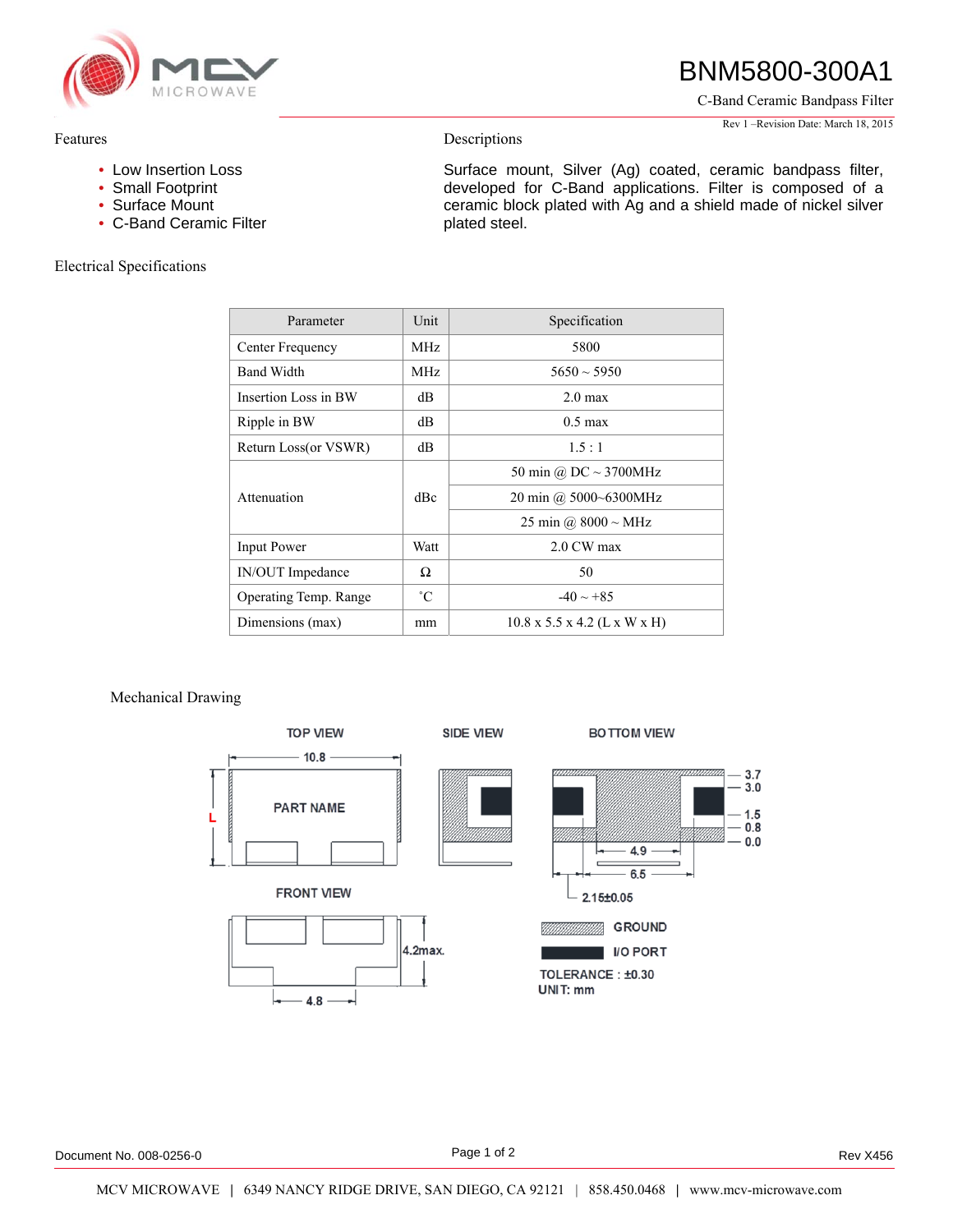# BNM5800-300A1

C-Band Ceramic Bandpass Filter

Rev 1 –Revision Date: March 18, 2015

## Features

- Low Insertion Loss
- Small Footprint
- Surface Mount
- C-Band Ceramic Filter

## Descriptions

Surface mount, Silver (Ag) coated, ceramic bandpass filter, developed for C-Band applications. Filter is composed of a ceramic block plated with Ag and a shield made of nickel silver plated steel.

## Electrical Specifications

| Parameter | Unit | Specification |
|---|---|---|
| Center Frequency | MHz | 5800 |
| Band Width | MHz | 5650 ~ 5950 |
| Insertion Loss in BW | dB | 2.0 max |
| Ripple in BW | dB | 0.5 max |
| Return Loss(or VSWR) | dB | 1.5 : 1 |
| Attenuation | dBc | 50 min @ DC ~ 3700MHz |
| | | 20 min @ 5000~6300MHz |
| | | 25 min @ 8000 ~ MHz |
| Input Power | Watt | 2.0 CW max |
| IN/OUT Impedance | Ω | 50 |
| Operating Temp. Range | ˚C | -40 ~ +85 |
| Dimensions (max) | mm | 10.8 x 5.5 x 4.2 (L x W x H) |

## Mechanical Drawing

TOP VIEW — 10.8, L, PART NAME

SIDE VIEW

BOTTOM VIEW — 3.7, 3.0, 1.5, 0.8, 0.0, 4.9, 6.5, 2.15±0.05

FRONT VIEW — 4.2max., 4.8

GROUND

I/O PORT

TOLERANCE : ±0.30

UNIT: mm

Document No. 008-0256-0

Rev X456

MCV MICROWAVE | 6349 NANCY RIDGE DRIVE, SAN DIEGO, CA 92121 | 858.450.0468 | www.mcv-microwave.com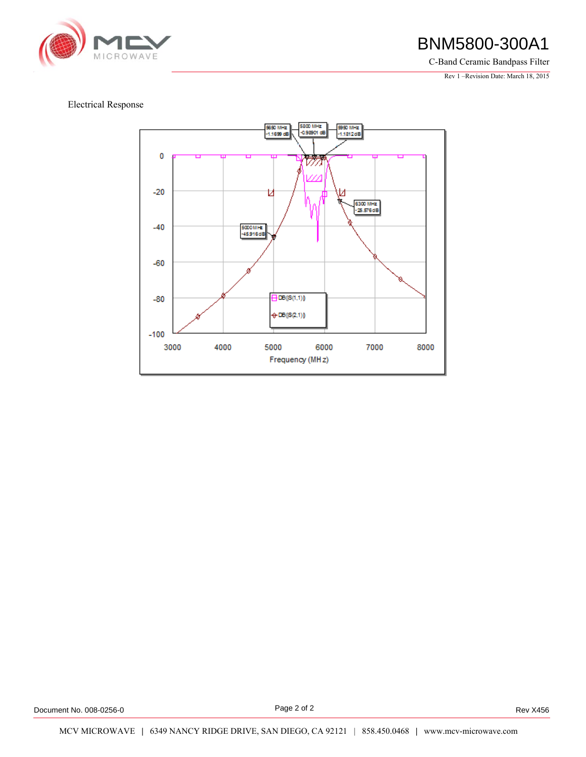Electrical Response

5650 MHz
-1.1699 dB

5800 MHz
-0.98901 dB

5950 MHz
-1.1812 dB

6300 MHz
-25.576 dB

5000 MHz
-45.916 dB

DB(|S(1,1)|)

DB(|S(2,1)|)

0
-20
-40
-60
-80
-100

3000 4000 5000 6000 7000 8000

Frequency (MHz)

Document No. 008-0256-0

Rev X456

MCV MICROWAVE | 6349 NANCY RIDGE DRIVE, SAN DIEGO, CA 92121 | 858.450.0468 | www.mcv-microwave.com